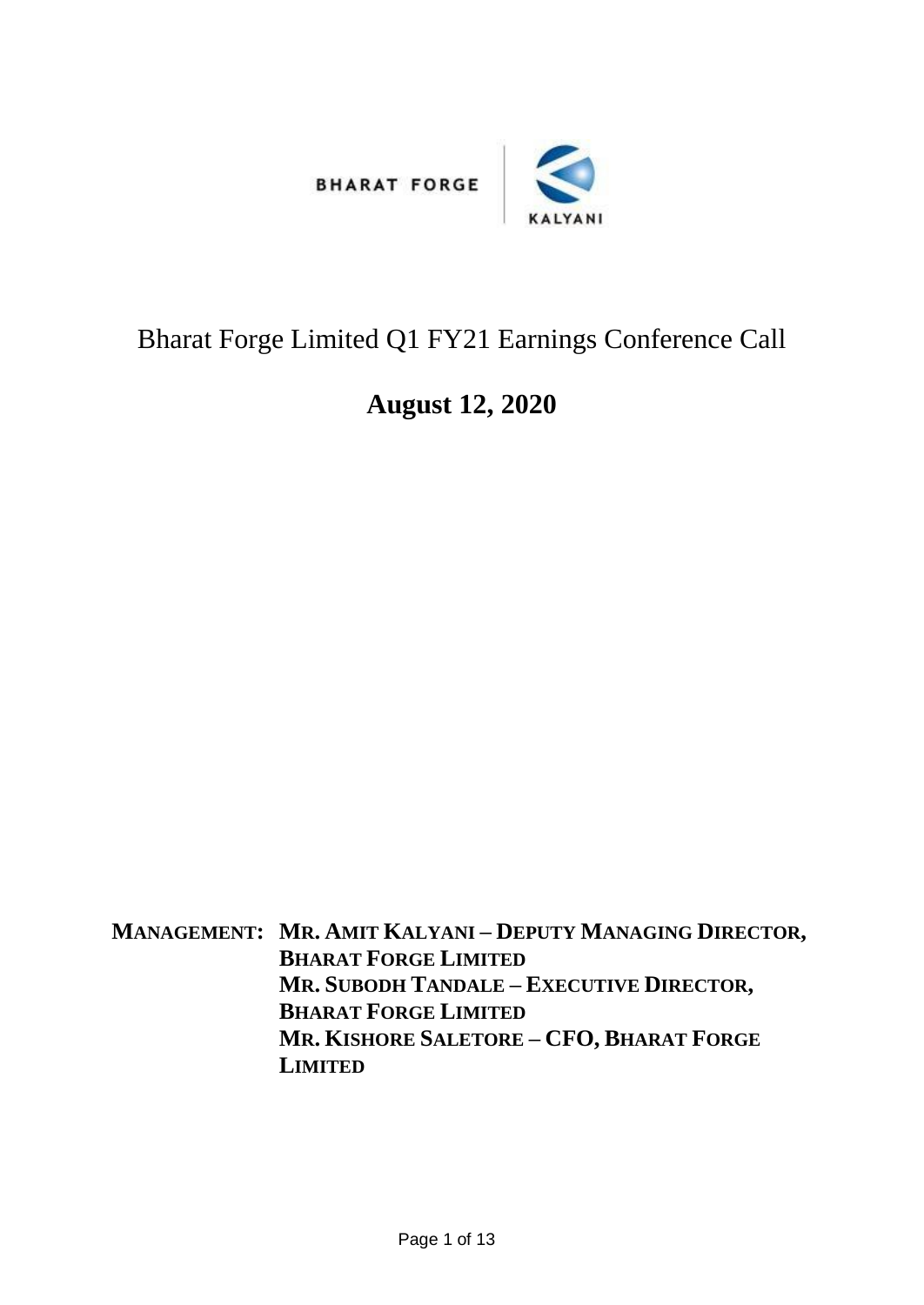BHARAT FORGE | KALYANI

# Bharat Forge Limited Q1 FY21 Earnings Conference Call

## August 12, 2020

**MANAGEMENT:** **MR. AMIT KALYANI – DEPUTY MANAGING DIRECTOR, BHARAT FORGE LIMITED**
**MR. SUBODH TANDALE – EXECUTIVE DIRECTOR, BHARAT FORGE LIMITED**
**MR. KISHORE SALETORE – CFO, BHARAT FORGE LIMITED**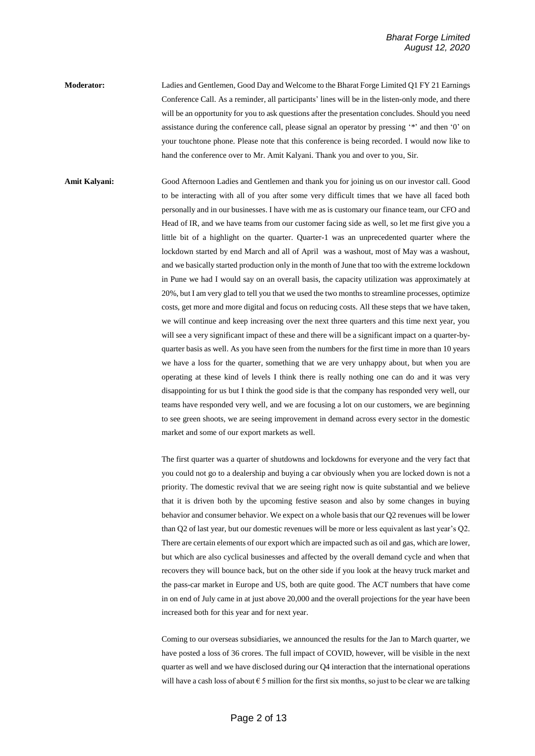**Moderator:** Ladies and Gentlemen, Good Day and Welcome to the Bharat Forge Limited Q1 FY 21 Earnings Conference Call. As a reminder, all participants' lines will be in the listen-only mode, and there will be an opportunity for you to ask questions after the presentation concludes. Should you need assistance during the conference call, please signal an operator by pressing '*' and then '0' on your touchtone phone. Please note that this conference is being recorded. I would now like to hand the conference over to Mr. Amit Kalyani. Thank you and over to you, Sir.

**Amit Kalyani:** Good Afternoon Ladies and Gentlemen and thank you for joining us on our investor call. Good to be interacting with all of you after some very difficult times that we have all faced both personally and in our businesses. I have with me as is customary our finance team, our CFO and Head of IR, and we have teams from our customer facing side as well, so let me first give you a little bit of a highlight on the quarter. Quarter-1 was an unprecedented quarter where the lockdown started by end March and all of April was a washout, most of May was a washout, and we basically started production only in the month of June that too with the extreme lockdown in Pune we had I would say on an overall basis, the capacity utilization was approximately at 20%, but I am very glad to tell you that we used the two months to streamline processes, optimize costs, get more and more digital and focus on reducing costs. All these steps that we have taken, we will continue and keep increasing over the next three quarters and this time next year, you will see a very significant impact of these and there will be a significant impact on a quarter-by-quarter basis as well. As you have seen from the numbers for the first time in more than 10 years we have a loss for the quarter, something that we are very unhappy about, but when you are operating at these kind of levels I think there is really nothing one can do and it was very disappointing for us but I think the good side is that the company has responded very well, our teams have responded very well, and we are focusing a lot on our customers, we are beginning to see green shoots, we are seeing improvement in demand across every sector in the domestic market and some of our export markets as well.

The first quarter was a quarter of shutdowns and lockdowns for everyone and the very fact that you could not go to a dealership and buying a car obviously when you are locked down is not a priority. The domestic revival that we are seeing right now is quite substantial and we believe that it is driven both by the upcoming festive season and also by some changes in buying behavior and consumer behavior. We expect on a whole basis that our Q2 revenues will be lower than Q2 of last year, but our domestic revenues will be more or less equivalent as last year's Q2. There are certain elements of our export which are impacted such as oil and gas, which are lower, but which are also cyclical businesses and affected by the overall demand cycle and when that recovers they will bounce back, but on the other side if you look at the heavy truck market and the pass-car market in Europe and US, both are quite good. The ACT numbers that have come in on end of July came in at just above 20,000 and the overall projections for the year have been increased both for this year and for next year.

Coming to our overseas subsidiaries, we announced the results for the Jan to March quarter, we have posted a loss of 36 crores. The full impact of COVID, however, will be visible in the next quarter as well and we have disclosed during our Q4 interaction that the international operations will have a cash loss of about € 5 million for the first six months, so just to be clear we are talking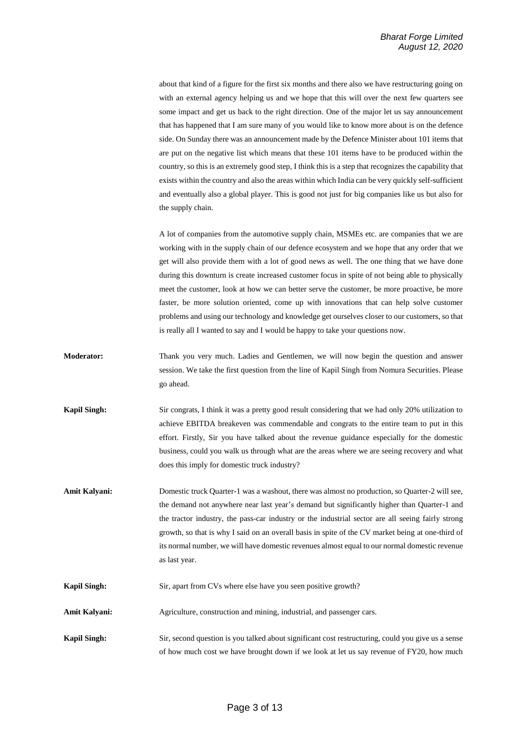about that kind of a figure for the first six months and there also we have restructuring going on with an external agency helping us and we hope that this will over the next few quarters see some impact and get us back to the right direction. One of the major let us say announcement that has happened that I am sure many of you would like to know more about is on the defence side. On Sunday there was an announcement made by the Defence Minister about 101 items that are put on the negative list which means that these 101 items have to be produced within the country, so this is an extremely good step, I think this is a step that recognizes the capability that exists within the country and also the areas within which India can be very quickly self-sufficient and eventually also a global player. This is good not just for big companies like us but also for the supply chain.

A lot of companies from the automotive supply chain, MSMEs etc. are companies that we are working with in the supply chain of our defence ecosystem and we hope that any order that we get will also provide them with a lot of good news as well. The one thing that we have done during this downturn is create increased customer focus in spite of not being able to physically meet the customer, look at how we can better serve the customer, be more proactive, be more faster, be more solution oriented, come up with innovations that can help solve customer problems and using our technology and knowledge get ourselves closer to our customers, so that is really all I wanted to say and I would be happy to take your questions now.

**Moderator:** Thank you very much. Ladies and Gentlemen, we will now begin the question and answer session. We take the first question from the line of Kapil Singh from Nomura Securities. Please go ahead.

**Kapil Singh:** Sir congrats, I think it was a pretty good result considering that we had only 20% utilization to achieve EBITDA breakeven was commendable and congrats to the entire team to put in this effort. Firstly, Sir you have talked about the revenue guidance especially for the domestic business, could you walk us through what are the areas where we are seeing recovery and what does this imply for domestic truck industry?

**Amit Kalyani:** Domestic truck Quarter-1 was a washout, there was almost no production, so Quarter-2 will see, the demand not anywhere near last year's demand but significantly higher than Quarter-1 and the tractor industry, the pass-car industry or the industrial sector are all seeing fairly strong growth, so that is why I said on an overall basis in spite of the CV market being at one-third of its normal number, we will have domestic revenues almost equal to our normal domestic revenue as last year.

**Kapil Singh:** Sir, apart from CVs where else have you seen positive growth?

**Amit Kalyani:** Agriculture, construction and mining, industrial, and passenger cars.

**Kapil Singh:** Sir, second question is you talked about significant cost restructuring, could you give us a sense of how much cost we have brought down if we look at let us say revenue of FY20, how much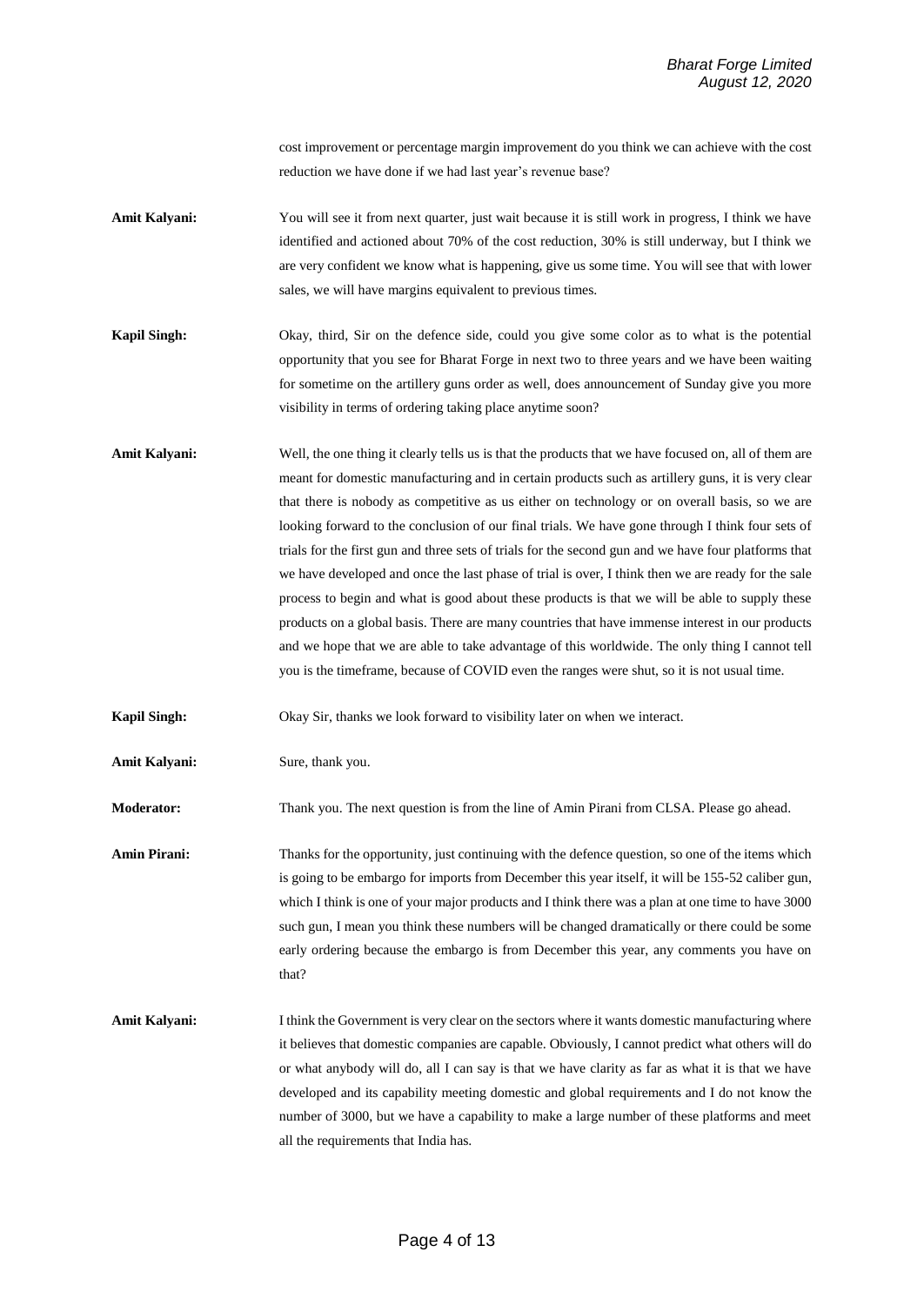cost improvement or percentage margin improvement do you think we can achieve with the cost reduction we have done if we had last year's revenue base?

**Amit Kalyani:** You will see it from next quarter, just wait because it is still work in progress, I think we have identified and actioned about 70% of the cost reduction, 30% is still underway, but I think we are very confident we know what is happening, give us some time. You will see that with lower sales, we will have margins equivalent to previous times.

**Kapil Singh:** Okay, third, Sir on the defence side, could you give some color as to what is the potential opportunity that you see for Bharat Forge in next two to three years and we have been waiting for sometime on the artillery guns order as well, does announcement of Sunday give you more visibility in terms of ordering taking place anytime soon?

**Amit Kalyani:** Well, the one thing it clearly tells us is that the products that we have focused on, all of them are meant for domestic manufacturing and in certain products such as artillery guns, it is very clear that there is nobody as competitive as us either on technology or on overall basis, so we are looking forward to the conclusion of our final trials. We have gone through I think four sets of trials for the first gun and three sets of trials for the second gun and we have four platforms that we have developed and once the last phase of trial is over, I think then we are ready for the sale process to begin and what is good about these products is that we will be able to supply these products on a global basis. There are many countries that have immense interest in our products and we hope that we are able to take advantage of this worldwide. The only thing I cannot tell you is the timeframe, because of COVID even the ranges were shut, so it is not usual time.

**Kapil Singh:** Okay Sir, thanks we look forward to visibility later on when we interact.

**Amit Kalyani:** Sure, thank you.

**Moderator:** Thank you. The next question is from the line of Amin Pirani from CLSA. Please go ahead.

**Amin Pirani:** Thanks for the opportunity, just continuing with the defence question, so one of the items which is going to be embargo for imports from December this year itself, it will be 155-52 caliber gun, which I think is one of your major products and I think there was a plan at one time to have 3000 such gun, I mean you think these numbers will be changed dramatically or there could be some early ordering because the embargo is from December this year, any comments you have on that?

**Amit Kalyani:** I think the Government is very clear on the sectors where it wants domestic manufacturing where it believes that domestic companies are capable. Obviously, I cannot predict what others will do or what anybody will do, all I can say is that we have clarity as far as what it is that we have developed and its capability meeting domestic and global requirements and I do not know the number of 3000, but we have a capability to make a large number of these platforms and meet all the requirements that India has.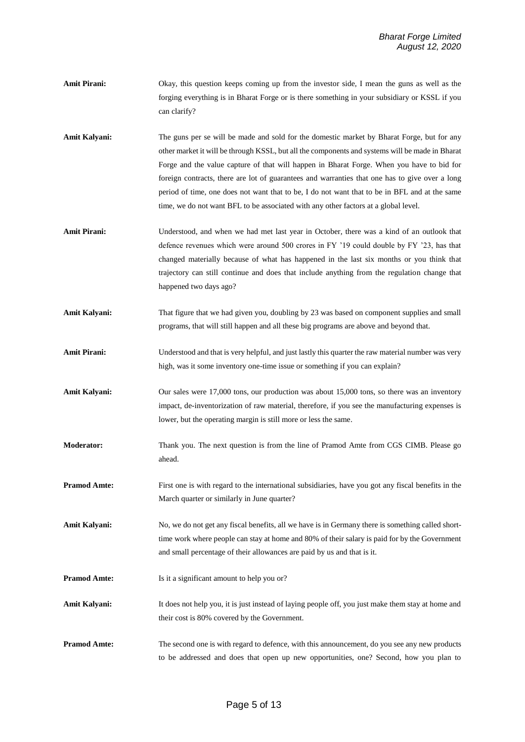**Amit Pirani:** Okay, this question keeps coming up from the investor side, I mean the guns as well as the forging everything is in Bharat Forge or is there something in your subsidiary or KSSL if you can clarify?

**Amit Kalyani:** The guns per se will be made and sold for the domestic market by Bharat Forge, but for any other market it will be through KSSL, but all the components and systems will be made in Bharat Forge and the value capture of that will happen in Bharat Forge. When you have to bid for foreign contracts, there are lot of guarantees and warranties that one has to give over a long period of time, one does not want that to be, I do not want that to be in BFL and at the same time, we do not want BFL to be associated with any other factors at a global level.

**Amit Pirani:** Understood, and when we had met last year in October, there was a kind of an outlook that defence revenues which were around 500 crores in FY '19 could double by FY '23, has that changed materially because of what has happened in the last six months or you think that trajectory can still continue and does that include anything from the regulation change that happened two days ago?

**Amit Kalyani:** That figure that we had given you, doubling by 23 was based on component supplies and small programs, that will still happen and all these big programs are above and beyond that.

**Amit Pirani:** Understood and that is very helpful, and just lastly this quarter the raw material number was very high, was it some inventory one-time issue or something if you can explain?

**Amit Kalyani:** Our sales were 17,000 tons, our production was about 15,000 tons, so there was an inventory impact, de-inventorization of raw material, therefore, if you see the manufacturing expenses is lower, but the operating margin is still more or less the same.

**Moderator:** Thank you. The next question is from the line of Pramod Amte from CGS CIMB. Please go ahead.

**Pramod Amte:** First one is with regard to the international subsidiaries, have you got any fiscal benefits in the March quarter or similarly in June quarter?

**Amit Kalyani:** No, we do not get any fiscal benefits, all we have is in Germany there is something called short-time work where people can stay at home and 80% of their salary is paid for by the Government and small percentage of their allowances are paid by us and that is it.

**Pramod Amte:** Is it a significant amount to help you or?

**Amit Kalyani:** It does not help you, it is just instead of laying people off, you just make them stay at home and their cost is 80% covered by the Government.

**Pramod Amte:** The second one is with regard to defence, with this announcement, do you see any new products to be addressed and does that open up new opportunities, one? Second, how you plan to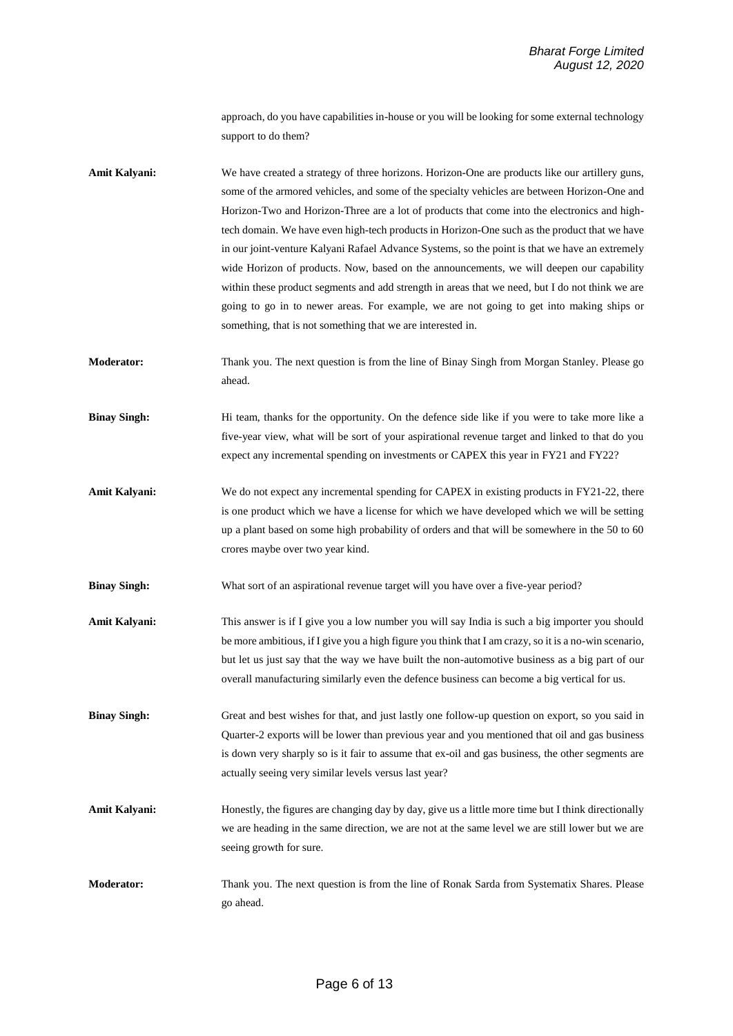approach, do you have capabilities in-house or you will be looking for some external technology support to do them?

**Amit Kalyani:** We have created a strategy of three horizons. Horizon-One are products like our artillery guns, some of the armored vehicles, and some of the specialty vehicles are between Horizon-One and Horizon-Two and Horizon-Three are a lot of products that come into the electronics and high-tech domain. We have even high-tech products in Horizon-One such as the product that we have in our joint-venture Kalyani Rafael Advance Systems, so the point is that we have an extremely wide Horizon of products. Now, based on the announcements, we will deepen our capability within these product segments and add strength in areas that we need, but I do not think we are going to go in to newer areas. For example, we are not going to get into making ships or something, that is not something that we are interested in.

**Moderator:** Thank you. The next question is from the line of Binay Singh from Morgan Stanley. Please go ahead.

**Binay Singh:** Hi team, thanks for the opportunity. On the defence side like if you were to take more like a five-year view, what will be sort of your aspirational revenue target and linked to that do you expect any incremental spending on investments or CAPEX this year in FY21 and FY22?

**Amit Kalyani:** We do not expect any incremental spending for CAPEX in existing products in FY21-22, there is one product which we have a license for which we have developed which we will be setting up a plant based on some high probability of orders and that will be somewhere in the 50 to 60 crores maybe over two year kind.

**Binay Singh:** What sort of an aspirational revenue target will you have over a five-year period?

**Amit Kalyani:** This answer is if I give you a low number you will say India is such a big importer you should be more ambitious, if I give you a high figure you think that I am crazy, so it is a no-win scenario, but let us just say that the way we have built the non-automotive business as a big part of our overall manufacturing similarly even the defence business can become a big vertical for us.

**Binay Singh:** Great and best wishes for that, and just lastly one follow-up question on export, so you said in Quarter-2 exports will be lower than previous year and you mentioned that oil and gas business is down very sharply so is it fair to assume that ex-oil and gas business, the other segments are actually seeing very similar levels versus last year?

**Amit Kalyani:** Honestly, the figures are changing day by day, give us a little more time but I think directionally we are heading in the same direction, we are not at the same level we are still lower but we are seeing growth for sure.

**Moderator:** Thank you. The next question is from the line of Ronak Sarda from Systematix Shares. Please go ahead.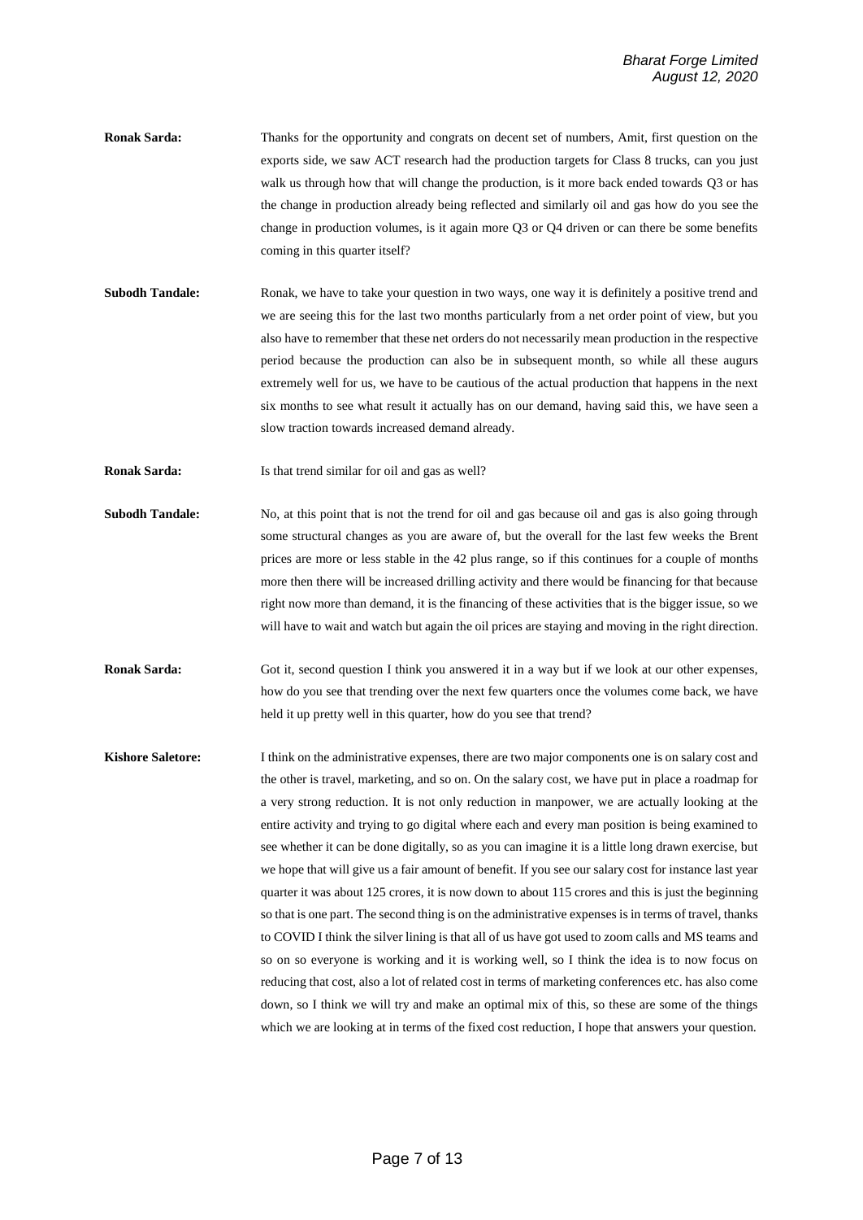**Ronak Sarda:** Thanks for the opportunity and congrats on decent set of numbers, Amit, first question on the exports side, we saw ACT research had the production targets for Class 8 trucks, can you just walk us through how that will change the production, is it more back ended towards Q3 or has the change in production already being reflected and similarly oil and gas how do you see the change in production volumes, is it again more Q3 or Q4 driven or can there be some benefits coming in this quarter itself?

**Subodh Tandale:** Ronak, we have to take your question in two ways, one way it is definitely a positive trend and we are seeing this for the last two months particularly from a net order point of view, but you also have to remember that these net orders do not necessarily mean production in the respective period because the production can also be in subsequent month, so while all these augurs extremely well for us, we have to be cautious of the actual production that happens in the next six months to see what result it actually has on our demand, having said this, we have seen a slow traction towards increased demand already.

**Ronak Sarda:** Is that trend similar for oil and gas as well?

**Subodh Tandale:** No, at this point that is not the trend for oil and gas because oil and gas is also going through some structural changes as you are aware of, but the overall for the last few weeks the Brent prices are more or less stable in the 42 plus range, so if this continues for a couple of months more then there will be increased drilling activity and there would be financing for that because right now more than demand, it is the financing of these activities that is the bigger issue, so we will have to wait and watch but again the oil prices are staying and moving in the right direction.

**Ronak Sarda:** Got it, second question I think you answered it in a way but if we look at our other expenses, how do you see that trending over the next few quarters once the volumes come back, we have held it up pretty well in this quarter, how do you see that trend?

**Kishore Saletore:** I think on the administrative expenses, there are two major components one is on salary cost and the other is travel, marketing, and so on. On the salary cost, we have put in place a roadmap for a very strong reduction. It is not only reduction in manpower, we are actually looking at the entire activity and trying to go digital where each and every man position is being examined to see whether it can be done digitally, so as you can imagine it is a little long drawn exercise, but we hope that will give us a fair amount of benefit. If you see our salary cost for instance last year quarter it was about 125 crores, it is now down to about 115 crores and this is just the beginning so that is one part. The second thing is on the administrative expenses is in terms of travel, thanks to COVID I think the silver lining is that all of us have got used to zoom calls and MS teams and so on so everyone is working and it is working well, so I think the idea is to now focus on reducing that cost, also a lot of related cost in terms of marketing conferences etc. has also come down, so I think we will try and make an optimal mix of this, so these are some of the things which we are looking at in terms of the fixed cost reduction, I hope that answers your question.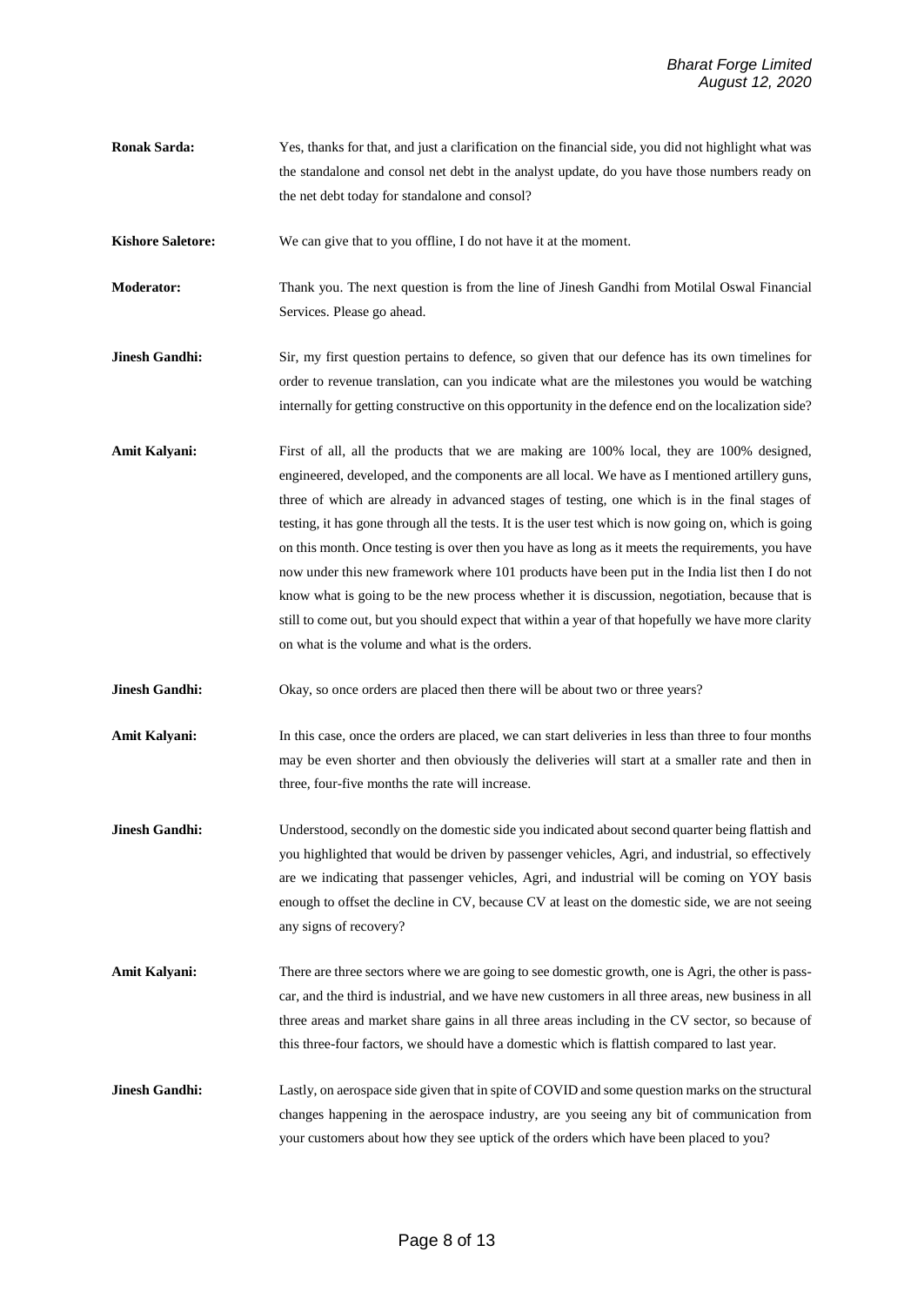**Ronak Sarda:** Yes, thanks for that, and just a clarification on the financial side, you did not highlight what was the standalone and consol net debt in the analyst update, do you have those numbers ready on the net debt today for standalone and consol?

**Kishore Saletore:** We can give that to you offline, I do not have it at the moment.

**Moderator:** Thank you. The next question is from the line of Jinesh Gandhi from Motilal Oswal Financial Services. Please go ahead.

**Jinesh Gandhi:** Sir, my first question pertains to defence, so given that our defence has its own timelines for order to revenue translation, can you indicate what are the milestones you would be watching internally for getting constructive on this opportunity in the defence end on the localization side?

**Amit Kalyani:** First of all, all the products that we are making are 100% local, they are 100% designed, engineered, developed, and the components are all local. We have as I mentioned artillery guns, three of which are already in advanced stages of testing, one which is in the final stages of testing, it has gone through all the tests. It is the user test which is now going on, which is going on this month. Once testing is over then you have as long as it meets the requirements, you have now under this new framework where 101 products have been put in the India list then I do not know what is going to be the new process whether it is discussion, negotiation, because that is still to come out, but you should expect that within a year of that hopefully we have more clarity on what is the volume and what is the orders.

**Jinesh Gandhi:** Okay, so once orders are placed then there will be about two or three years?

**Amit Kalyani:** In this case, once the orders are placed, we can start deliveries in less than three to four months may be even shorter and then obviously the deliveries will start at a smaller rate and then in three, four-five months the rate will increase.

**Jinesh Gandhi:** Understood, secondly on the domestic side you indicated about second quarter being flattish and you highlighted that would be driven by passenger vehicles, Agri, and industrial, so effectively are we indicating that passenger vehicles, Agri, and industrial will be coming on YOY basis enough to offset the decline in CV, because CV at least on the domestic side, we are not seeing any signs of recovery?

**Amit Kalyani:** There are three sectors where we are going to see domestic growth, one is Agri, the other is pass-car, and the third is industrial, and we have new customers in all three areas, new business in all three areas and market share gains in all three areas including in the CV sector, so because of this three-four factors, we should have a domestic which is flattish compared to last year.

**Jinesh Gandhi:** Lastly, on aerospace side given that in spite of COVID and some question marks on the structural changes happening in the aerospace industry, are you seeing any bit of communication from your customers about how they see uptick of the orders which have been placed to you?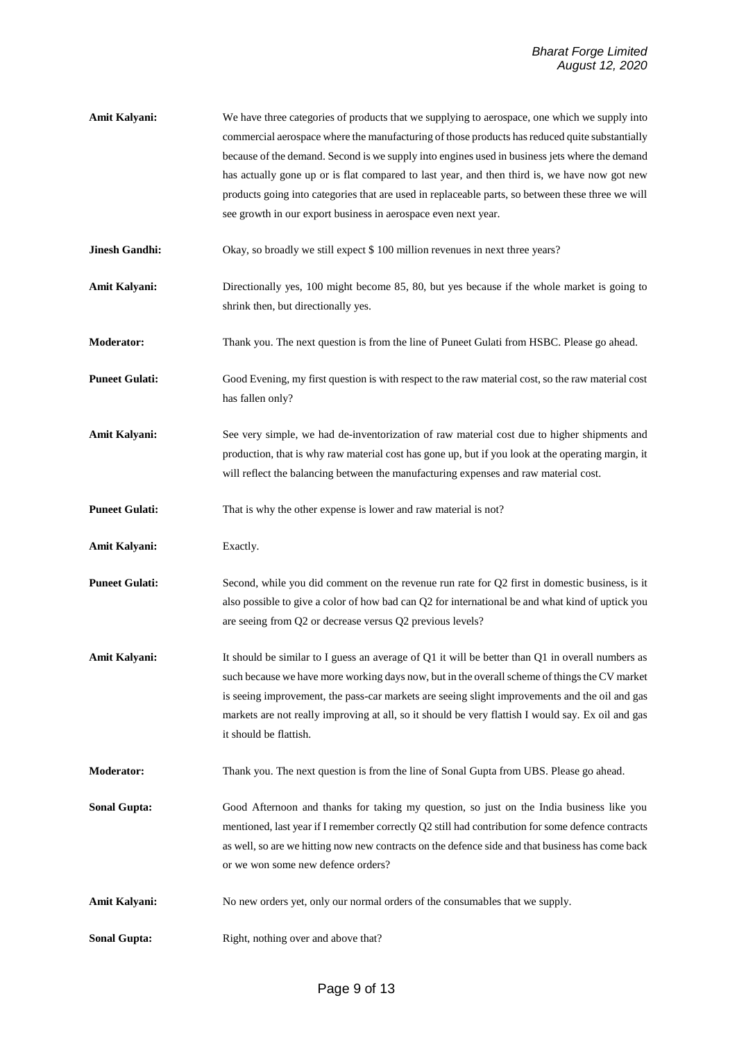**Amit Kalyani:** We have three categories of products that we supplying to aerospace, one which we supply into commercial aerospace where the manufacturing of those products has reduced quite substantially because of the demand. Second is we supply into engines used in business jets where the demand has actually gone up or is flat compared to last year, and then third is, we have now got new products going into categories that are used in replaceable parts, so between these three we will see growth in our export business in aerospace even next year.

**Jinesh Gandhi:** Okay, so broadly we still expect $ 100 million revenues in next three years?

**Amit Kalyani:** Directionally yes, 100 might become 85, 80, but yes because if the whole market is going to shrink then, but directionally yes.

**Moderator:** Thank you. The next question is from the line of Puneet Gulati from HSBC. Please go ahead.

**Puneet Gulati:** Good Evening, my first question is with respect to the raw material cost, so the raw material cost has fallen only?

**Amit Kalyani:** See very simple, we had de-inventorization of raw material cost due to higher shipments and production, that is why raw material cost has gone up, but if you look at the operating margin, it will reflect the balancing between the manufacturing expenses and raw material cost.

**Puneet Gulati:** That is why the other expense is lower and raw material is not?

**Amit Kalyani:** Exactly.

**Puneet Gulati:** Second, while you did comment on the revenue run rate for Q2 first in domestic business, is it also possible to give a color of how bad can Q2 for international be and what kind of uptick you are seeing from Q2 or decrease versus Q2 previous levels?

**Amit Kalyani:** It should be similar to I guess an average of Q1 it will be better than Q1 in overall numbers as such because we have more working days now, but in the overall scheme of things the CV market is seeing improvement, the pass-car markets are seeing slight improvements and the oil and gas markets are not really improving at all, so it should be very flattish I would say. Ex oil and gas it should be flattish.

**Moderator:** Thank you. The next question is from the line of Sonal Gupta from UBS. Please go ahead.

**Sonal Gupta:** Good Afternoon and thanks for taking my question, so just on the India business like you mentioned, last year if I remember correctly Q2 still had contribution for some defence contracts as well, so are we hitting now new contracts on the defence side and that business has come back or we won some new defence orders?

**Amit Kalyani:** No new orders yet, only our normal orders of the consumables that we supply.

**Sonal Gupta:** Right, nothing over and above that?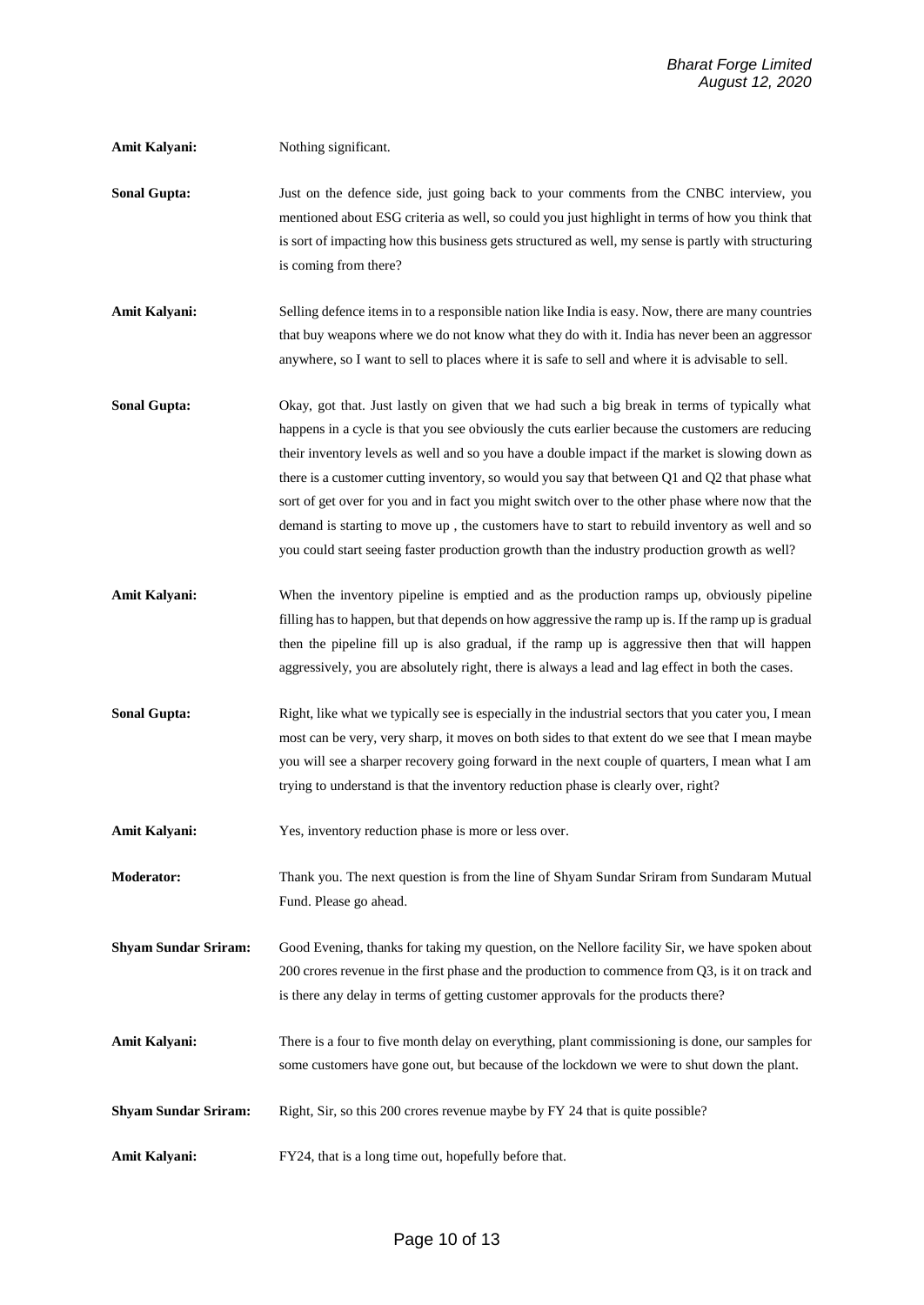**Amit Kalyani:** Nothing significant.

**Sonal Gupta:** Just on the defence side, just going back to your comments from the CNBC interview, you mentioned about ESG criteria as well, so could you just highlight in terms of how you think that is sort of impacting how this business gets structured as well, my sense is partly with structuring is coming from there?

**Amit Kalyani:** Selling defence items in to a responsible nation like India is easy. Now, there are many countries that buy weapons where we do not know what they do with it. India has never been an aggressor anywhere, so I want to sell to places where it is safe to sell and where it is advisable to sell.

**Sonal Gupta:** Okay, got that. Just lastly on given that we had such a big break in terms of typically what happens in a cycle is that you see obviously the cuts earlier because the customers are reducing their inventory levels as well and so you have a double impact if the market is slowing down as there is a customer cutting inventory, so would you say that between Q1 and Q2 that phase what sort of get over for you and in fact you might switch over to the other phase where now that the demand is starting to move up , the customers have to start to rebuild inventory as well and so you could start seeing faster production growth than the industry production growth as well?

**Amit Kalyani:** When the inventory pipeline is emptied and as the production ramps up, obviously pipeline filling has to happen, but that depends on how aggressive the ramp up is. If the ramp up is gradual then the pipeline fill up is also gradual, if the ramp up is aggressive then that will happen aggressively, you are absolutely right, there is always a lead and lag effect in both the cases.

**Sonal Gupta:** Right, like what we typically see is especially in the industrial sectors that you cater you, I mean most can be very, very sharp, it moves on both sides to that extent do we see that I mean maybe you will see a sharper recovery going forward in the next couple of quarters, I mean what I am trying to understand is that the inventory reduction phase is clearly over, right?

**Amit Kalyani:** Yes, inventory reduction phase is more or less over.

**Moderator:** Thank you. The next question is from the line of Shyam Sundar Sriram from Sundaram Mutual Fund. Please go ahead.

**Shyam Sundar Sriram:** Good Evening, thanks for taking my question, on the Nellore facility Sir, we have spoken about 200 crores revenue in the first phase and the production to commence from Q3, is it on track and is there any delay in terms of getting customer approvals for the products there?

**Amit Kalyani:** There is a four to five month delay on everything, plant commissioning is done, our samples for some customers have gone out, but because of the lockdown we were to shut down the plant.

**Shyam Sundar Sriram:** Right, Sir, so this 200 crores revenue maybe by FY 24 that is quite possible?

**Amit Kalyani:** FY24, that is a long time out, hopefully before that.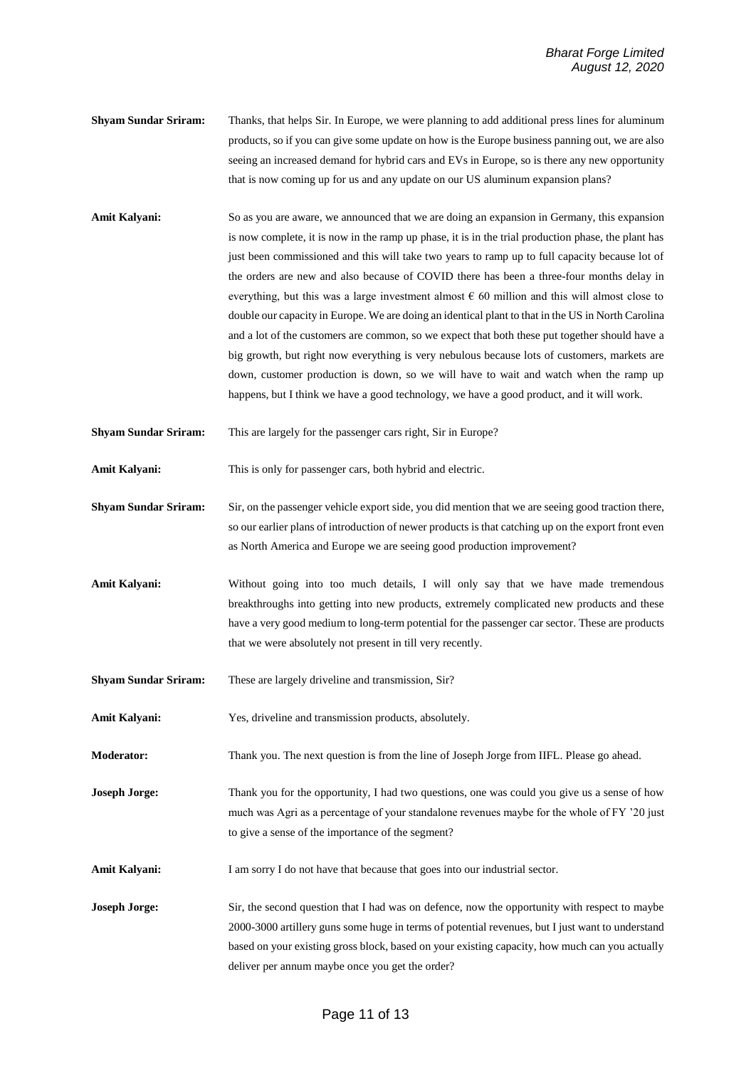**Shyam Sundar Sriram:** Thanks, that helps Sir. In Europe, we were planning to add additional press lines for aluminum products, so if you can give some update on how is the Europe business panning out, we are also seeing an increased demand for hybrid cars and EVs in Europe, so is there any new opportunity that is now coming up for us and any update on our US aluminum expansion plans?

**Amit Kalyani:** So as you are aware, we announced that we are doing an expansion in Germany, this expansion is now complete, it is now in the ramp up phase, it is in the trial production phase, the plant has just been commissioned and this will take two years to ramp up to full capacity because lot of the orders are new and also because of COVID there has been a three-four months delay in everything, but this was a large investment almost € 60 million and this will almost close to double our capacity in Europe. We are doing an identical plant to that in the US in North Carolina and a lot of the customers are common, so we expect that both these put together should have a big growth, but right now everything is very nebulous because lots of customers, markets are down, customer production is down, so we will have to wait and watch when the ramp up happens, but I think we have a good technology, we have a good product, and it will work.

**Shyam Sundar Sriram:** This are largely for the passenger cars right, Sir in Europe?

**Amit Kalyani:** This is only for passenger cars, both hybrid and electric.

**Shyam Sundar Sriram:** Sir, on the passenger vehicle export side, you did mention that we are seeing good traction there, so our earlier plans of introduction of newer products is that catching up on the export front even as North America and Europe we are seeing good production improvement?

**Amit Kalyani:** Without going into too much details, I will only say that we have made tremendous breakthroughs into getting into new products, extremely complicated new products and these have a very good medium to long-term potential for the passenger car sector. These are products that we were absolutely not present in till very recently.

**Shyam Sundar Sriram:** These are largely driveline and transmission, Sir?

**Amit Kalyani:** Yes, driveline and transmission products, absolutely.

**Moderator:** Thank you. The next question is from the line of Joseph Jorge from IIFL. Please go ahead.

**Joseph Jorge:** Thank you for the opportunity, I had two questions, one was could you give us a sense of how much was Agri as a percentage of your standalone revenues maybe for the whole of FY '20 just to give a sense of the importance of the segment?

**Amit Kalyani:** I am sorry I do not have that because that goes into our industrial sector.

**Joseph Jorge:** Sir, the second question that I had was on defence, now the opportunity with respect to maybe 2000-3000 artillery guns some huge in terms of potential revenues, but I just want to understand based on your existing gross block, based on your existing capacity, how much can you actually deliver per annum maybe once you get the order?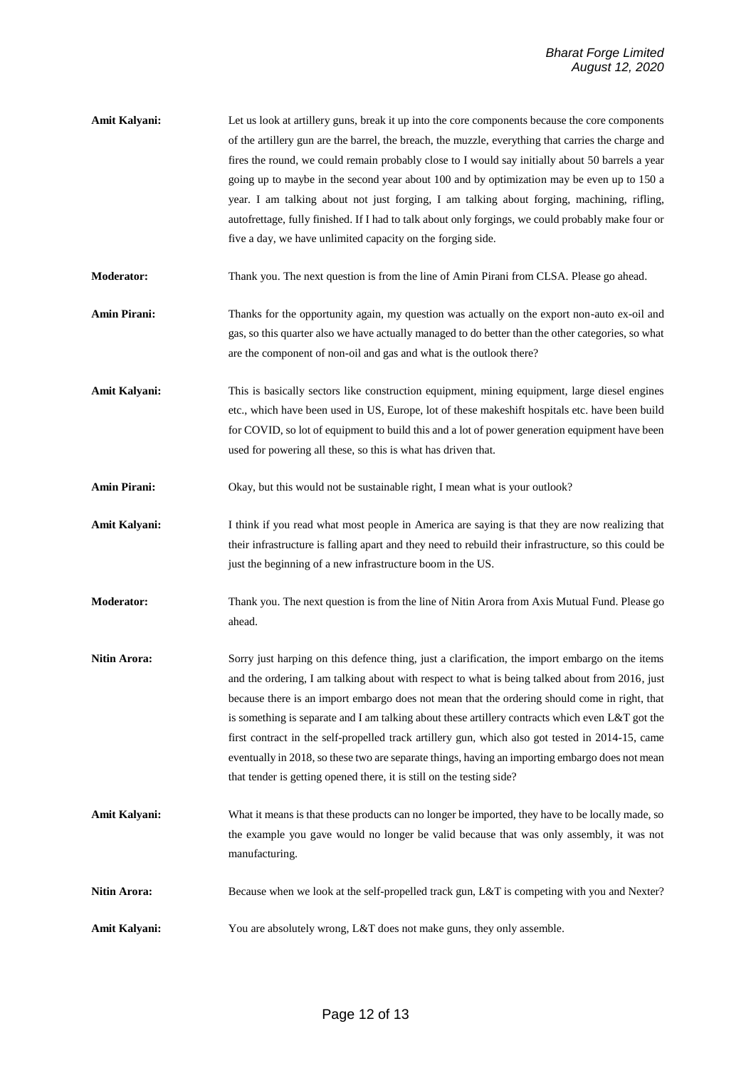**Amit Kalyani:** Let us look at artillery guns, break it up into the core components because the core components of the artillery gun are the barrel, the breach, the muzzle, everything that carries the charge and fires the round, we could remain probably close to I would say initially about 50 barrels a year going up to maybe in the second year about 100 and by optimization may be even up to 150 a year. I am talking about not just forging, I am talking about forging, machining, rifling, autofrettage, fully finished. If I had to talk about only forgings, we could probably make four or five a day, we have unlimited capacity on the forging side.

**Moderator:** Thank you. The next question is from the line of Amin Pirani from CLSA. Please go ahead.

**Amin Pirani:** Thanks for the opportunity again, my question was actually on the export non-auto ex-oil and gas, so this quarter also we have actually managed to do better than the other categories, so what are the component of non-oil and gas and what is the outlook there?

**Amit Kalyani:** This is basically sectors like construction equipment, mining equipment, large diesel engines etc., which have been used in US, Europe, lot of these makeshift hospitals etc. have been build for COVID, so lot of equipment to build this and a lot of power generation equipment have been used for powering all these, so this is what has driven that.

**Amin Pirani:** Okay, but this would not be sustainable right, I mean what is your outlook?

**Amit Kalyani:** I think if you read what most people in America are saying is that they are now realizing that their infrastructure is falling apart and they need to rebuild their infrastructure, so this could be just the beginning of a new infrastructure boom in the US.

**Moderator:** Thank you. The next question is from the line of Nitin Arora from Axis Mutual Fund. Please go ahead.

**Nitin Arora:** Sorry just harping on this defence thing, just a clarification, the import embargo on the items and the ordering, I am talking about with respect to what is being talked about from 2016, just because there is an import embargo does not mean that the ordering should come in right, that is something is separate and I am talking about these artillery contracts which even L&T got the first contract in the self-propelled track artillery gun, which also got tested in 2014-15, came eventually in 2018, so these two are separate things, having an importing embargo does not mean that tender is getting opened there, it is still on the testing side?

**Amit Kalyani:** What it means is that these products can no longer be imported, they have to be locally made, so the example you gave would no longer be valid because that was only assembly, it was not manufacturing.

**Nitin Arora:** Because when we look at the self-propelled track gun, L&T is competing with you and Nexter?

**Amit Kalyani:** You are absolutely wrong, L&T does not make guns, they only assemble.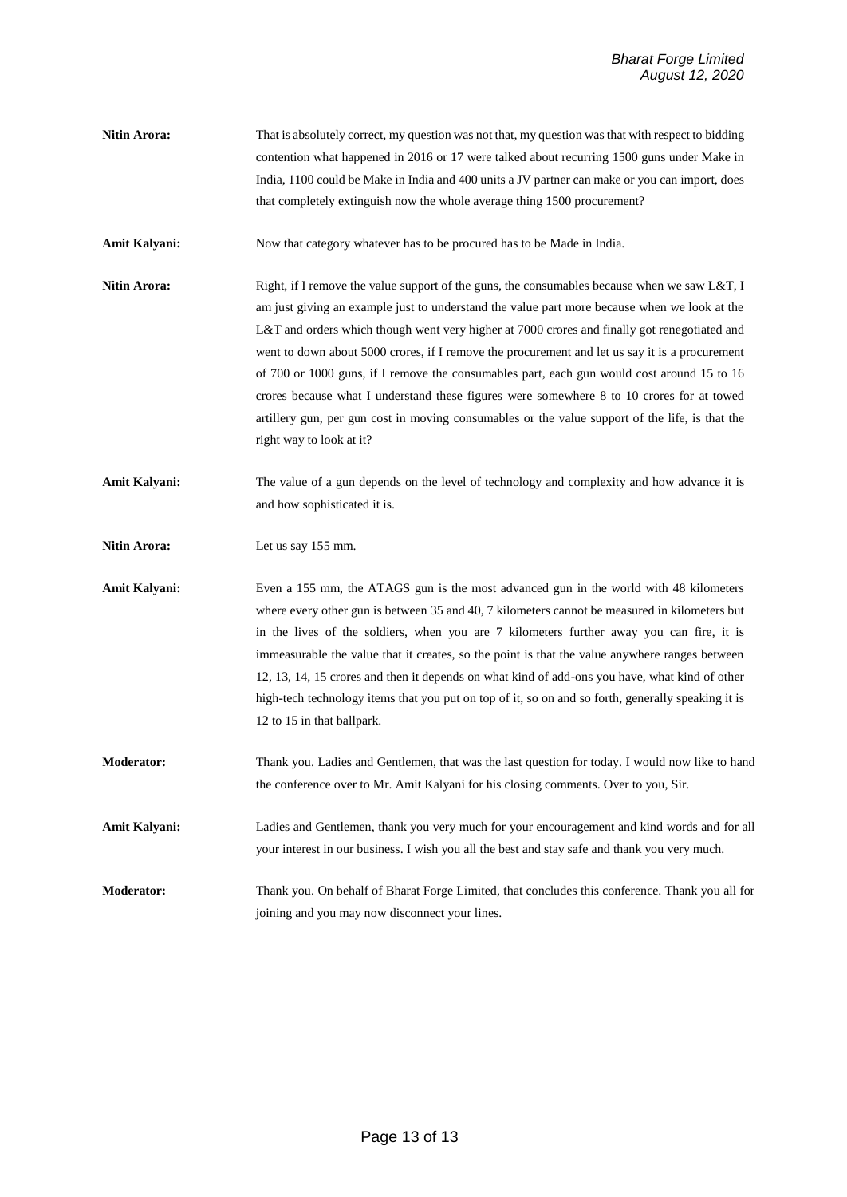**Nitin Arora:** That is absolutely correct, my question was not that, my question was that with respect to bidding contention what happened in 2016 or 17 were talked about recurring 1500 guns under Make in India, 1100 could be Make in India and 400 units a JV partner can make or you can import, does that completely extinguish now the whole average thing 1500 procurement?

**Amit Kalyani:** Now that category whatever has to be procured has to be Made in India.

**Nitin Arora:** Right, if I remove the value support of the guns, the consumables because when we saw L&T, I am just giving an example just to understand the value part more because when we look at the L&T and orders which though went very higher at 7000 crores and finally got renegotiated and went to down about 5000 crores, if I remove the procurement and let us say it is a procurement of 700 or 1000 guns, if I remove the consumables part, each gun would cost around 15 to 16 crores because what I understand these figures were somewhere 8 to 10 crores for at towed artillery gun, per gun cost in moving consumables or the value support of the life, is that the right way to look at it?

**Amit Kalyani:** The value of a gun depends on the level of technology and complexity and how advance it is and how sophisticated it is.

**Nitin Arora:** Let us say 155 mm.

**Amit Kalyani:** Even a 155 mm, the ATAGS gun is the most advanced gun in the world with 48 kilometers where every other gun is between 35 and 40, 7 kilometers cannot be measured in kilometers but in the lives of the soldiers, when you are 7 kilometers further away you can fire, it is immeasurable the value that it creates, so the point is that the value anywhere ranges between 12, 13, 14, 15 crores and then it depends on what kind of add-ons you have, what kind of other high-tech technology items that you put on top of it, so on and so forth, generally speaking it is 12 to 15 in that ballpark.

**Moderator:** Thank you. Ladies and Gentlemen, that was the last question for today. I would now like to hand the conference over to Mr. Amit Kalyani for his closing comments. Over to you, Sir.

**Amit Kalyani:** Ladies and Gentlemen, thank you very much for your encouragement and kind words and for all your interest in our business. I wish you all the best and stay safe and thank you very much.

**Moderator:** Thank you. On behalf of Bharat Forge Limited, that concludes this conference. Thank you all for joining and you may now disconnect your lines.